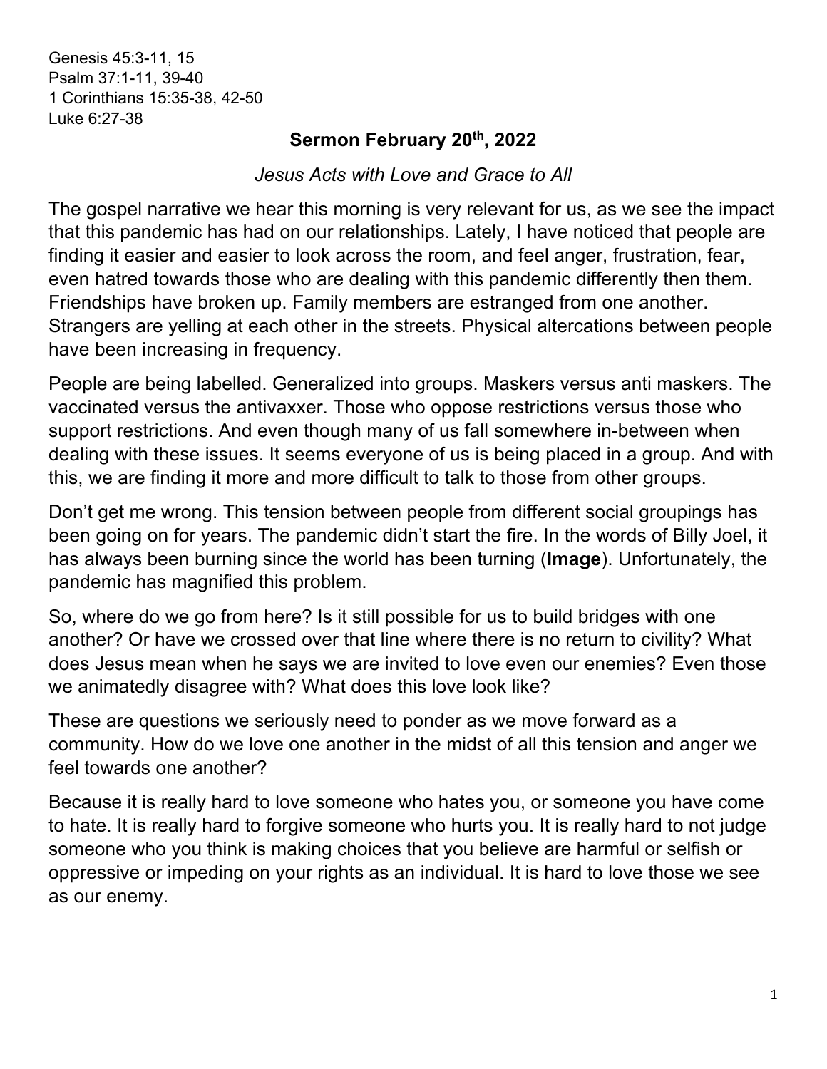Genesis 45:3-11, 15
Psalm 37:1-11, 39-40
1 Corinthians 15:35-38, 42-50
Luke 6:27-38

## Sermon February 20th, 2022

*Jesus Acts with Love and Grace to All*

The gospel narrative we hear this morning is very relevant for us, as we see the impact that this pandemic has had on our relationships. Lately, I have noticed that people are finding it easier and easier to look across the room, and feel anger, frustration, fear, even hatred towards those who are dealing with this pandemic differently then them. Friendships have broken up. Family members are estranged from one another. Strangers are yelling at each other in the streets. Physical altercations between people have been increasing in frequency.

People are being labelled. Generalized into groups. Maskers versus anti maskers. The vaccinated versus the antivaxxer. Those who oppose restrictions versus those who support restrictions. And even though many of us fall somewhere in-between when dealing with these issues. It seems everyone of us is being placed in a group. And with this, we are finding it more and more difficult to talk to those from other groups.

Don't get me wrong. This tension between people from different social groupings has been going on for years. The pandemic didn't start the fire. In the words of Billy Joel, it has always been burning since the world has been turning (**Image**). Unfortunately, the pandemic has magnified this problem.

So, where do we go from here? Is it still possible for us to build bridges with one another? Or have we crossed over that line where there is no return to civility? What does Jesus mean when he says we are invited to love even our enemies? Even those we animatedly disagree with? What does this love look like?

These are questions we seriously need to ponder as we move forward as a community. How do we love one another in the midst of all this tension and anger we feel towards one another?

Because it is really hard to love someone who hates you, or someone you have come to hate. It is really hard to forgive someone who hurts you. It is really hard to not judge someone who you think is making choices that you believe are harmful or selfish or oppressive or impeding on your rights as an individual. It is hard to love those we see as our enemy.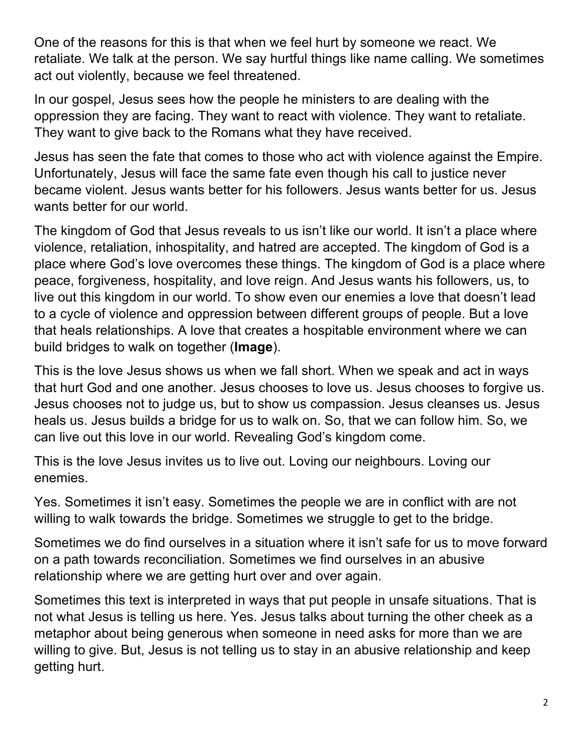One of the reasons for this is that when we feel hurt by someone we react. We retaliate. We talk at the person. We say hurtful things like name calling. We sometimes act out violently, because we feel threatened.

In our gospel, Jesus sees how the people he ministers to are dealing with the oppression they are facing. They want to react with violence. They want to retaliate. They want to give back to the Romans what they have received.

Jesus has seen the fate that comes to those who act with violence against the Empire. Unfortunately, Jesus will face the same fate even though his call to justice never became violent. Jesus wants better for his followers. Jesus wants better for us. Jesus wants better for our world.

The kingdom of God that Jesus reveals to us isn't like our world. It isn't a place where violence, retaliation, inhospitality, and hatred are accepted. The kingdom of God is a place where God's love overcomes these things. The kingdom of God is a place where peace, forgiveness, hospitality, and love reign. And Jesus wants his followers, us, to live out this kingdom in our world. To show even our enemies a love that doesn't lead to a cycle of violence and oppression between different groups of people. But a love that heals relationships. A love that creates a hospitable environment where we can build bridges to walk on together (**Image**).

This is the love Jesus shows us when we fall short. When we speak and act in ways that hurt God and one another. Jesus chooses to love us. Jesus chooses to forgive us. Jesus chooses not to judge us, but to show us compassion. Jesus cleanses us. Jesus heals us. Jesus builds a bridge for us to walk on. So, that we can follow him. So, we can live out this love in our world. Revealing God's kingdom come.

This is the love Jesus invites us to live out. Loving our neighbours. Loving our enemies.

Yes. Sometimes it isn't easy. Sometimes the people we are in conflict with are not willing to walk towards the bridge. Sometimes we struggle to get to the bridge.

Sometimes we do find ourselves in a situation where it isn't safe for us to move forward on a path towards reconciliation. Sometimes we find ourselves in an abusive relationship where we are getting hurt over and over again.

Sometimes this text is interpreted in ways that put people in unsafe situations. That is not what Jesus is telling us here. Yes. Jesus talks about turning the other cheek as a metaphor about being generous when someone in need asks for more than we are willing to give. But, Jesus is not telling us to stay in an abusive relationship and keep getting hurt.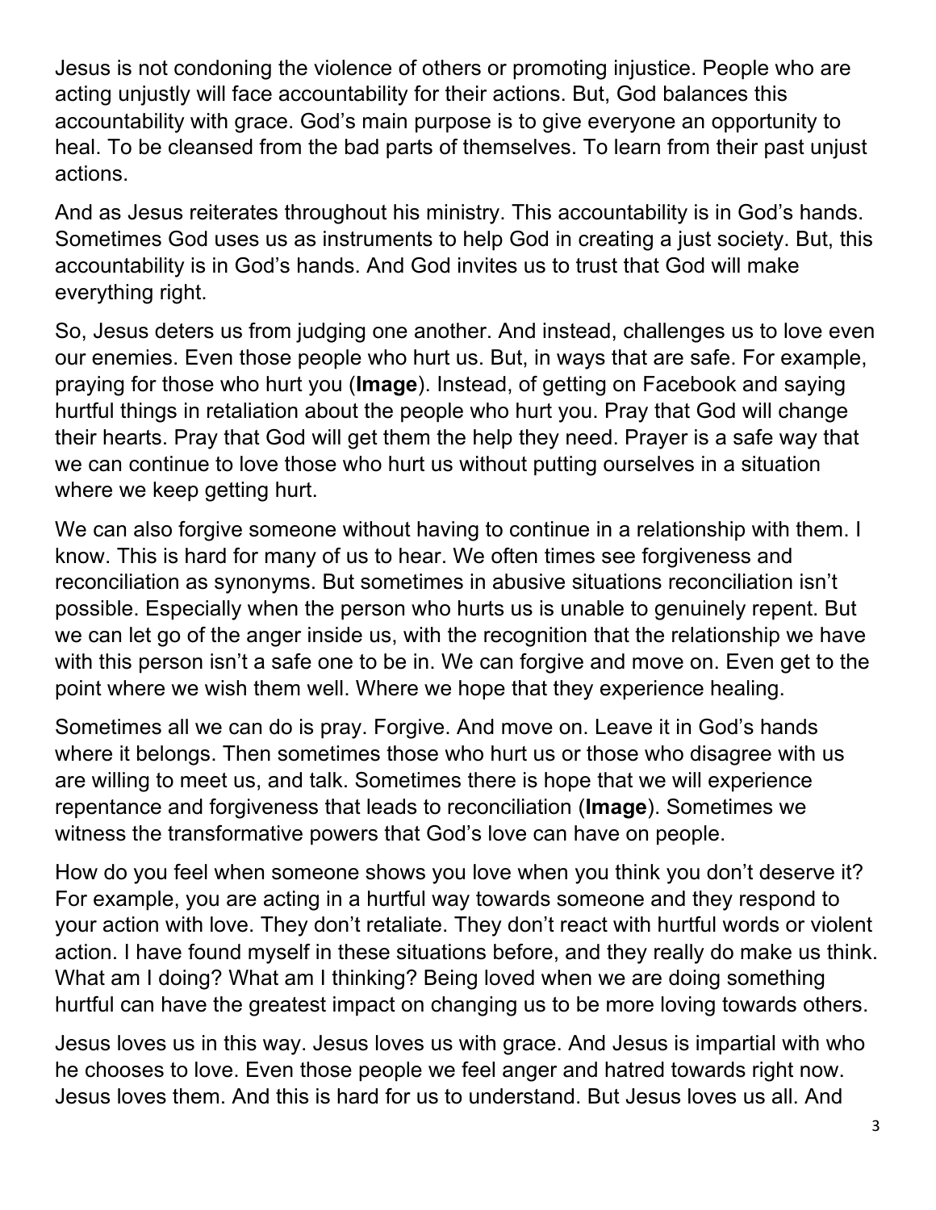Jesus is not condoning the violence of others or promoting injustice. People who are acting unjustly will face accountability for their actions. But, God balances this accountability with grace. God's main purpose is to give everyone an opportunity to heal. To be cleansed from the bad parts of themselves. To learn from their past unjust actions.

And as Jesus reiterates throughout his ministry. This accountability is in God's hands. Sometimes God uses us as instruments to help God in creating a just society. But, this accountability is in God's hands. And God invites us to trust that God will make everything right.

So, Jesus deters us from judging one another. And instead, challenges us to love even our enemies. Even those people who hurt us. But, in ways that are safe. For example, praying for those who hurt you (**Image**). Instead, of getting on Facebook and saying hurtful things in retaliation about the people who hurt you. Pray that God will change their hearts. Pray that God will get them the help they need. Prayer is a safe way that we can continue to love those who hurt us without putting ourselves in a situation where we keep getting hurt.

We can also forgive someone without having to continue in a relationship with them. I know. This is hard for many of us to hear. We often times see forgiveness and reconciliation as synonyms. But sometimes in abusive situations reconciliation isn't possible. Especially when the person who hurts us is unable to genuinely repent. But we can let go of the anger inside us, with the recognition that the relationship we have with this person isn't a safe one to be in. We can forgive and move on. Even get to the point where we wish them well. Where we hope that they experience healing.

Sometimes all we can do is pray. Forgive. And move on. Leave it in God's hands where it belongs. Then sometimes those who hurt us or those who disagree with us are willing to meet us, and talk. Sometimes there is hope that we will experience repentance and forgiveness that leads to reconciliation (**Image**). Sometimes we witness the transformative powers that God's love can have on people.

How do you feel when someone shows you love when you think you don't deserve it? For example, you are acting in a hurtful way towards someone and they respond to your action with love. They don't retaliate. They don't react with hurtful words or violent action. I have found myself in these situations before, and they really do make us think. What am I doing? What am I thinking? Being loved when we are doing something hurtful can have the greatest impact on changing us to be more loving towards others.

Jesus loves us in this way. Jesus loves us with grace. And Jesus is impartial with who he chooses to love. Even those people we feel anger and hatred towards right now. Jesus loves them. And this is hard for us to understand. But Jesus loves us all. And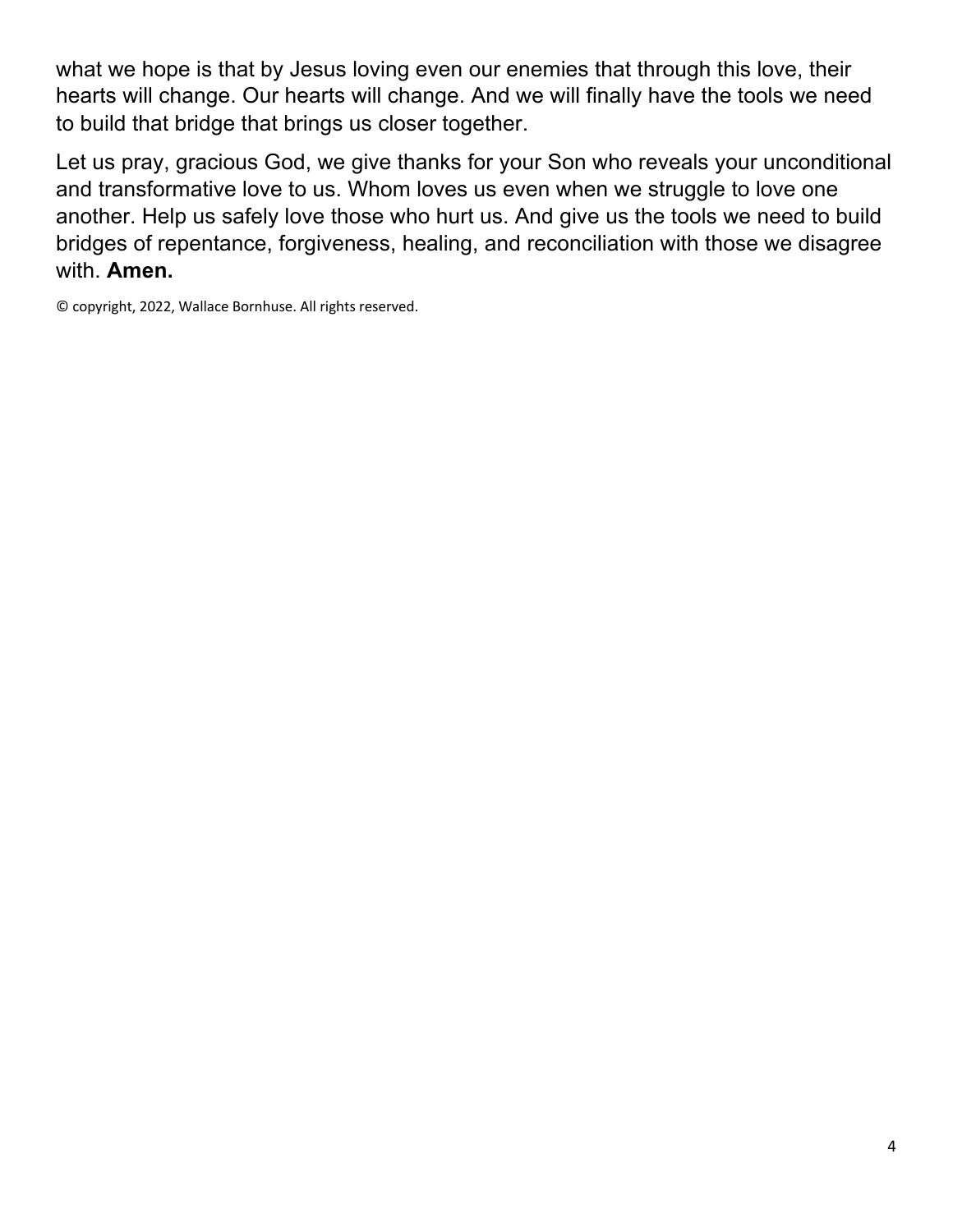what we hope is that by Jesus loving even our enemies that through this love, their hearts will change. Our hearts will change. And we will finally have the tools we need to build that bridge that brings us closer together.

Let us pray, gracious God, we give thanks for your Son who reveals your unconditional and transformative love to us. Whom loves us even when we struggle to love one another. Help us safely love those who hurt us. And give us the tools we need to build bridges of repentance, forgiveness, healing, and reconciliation with those we disagree with. **Amen.**

© copyright, 2022, Wallace Bornhuse. All rights reserved.